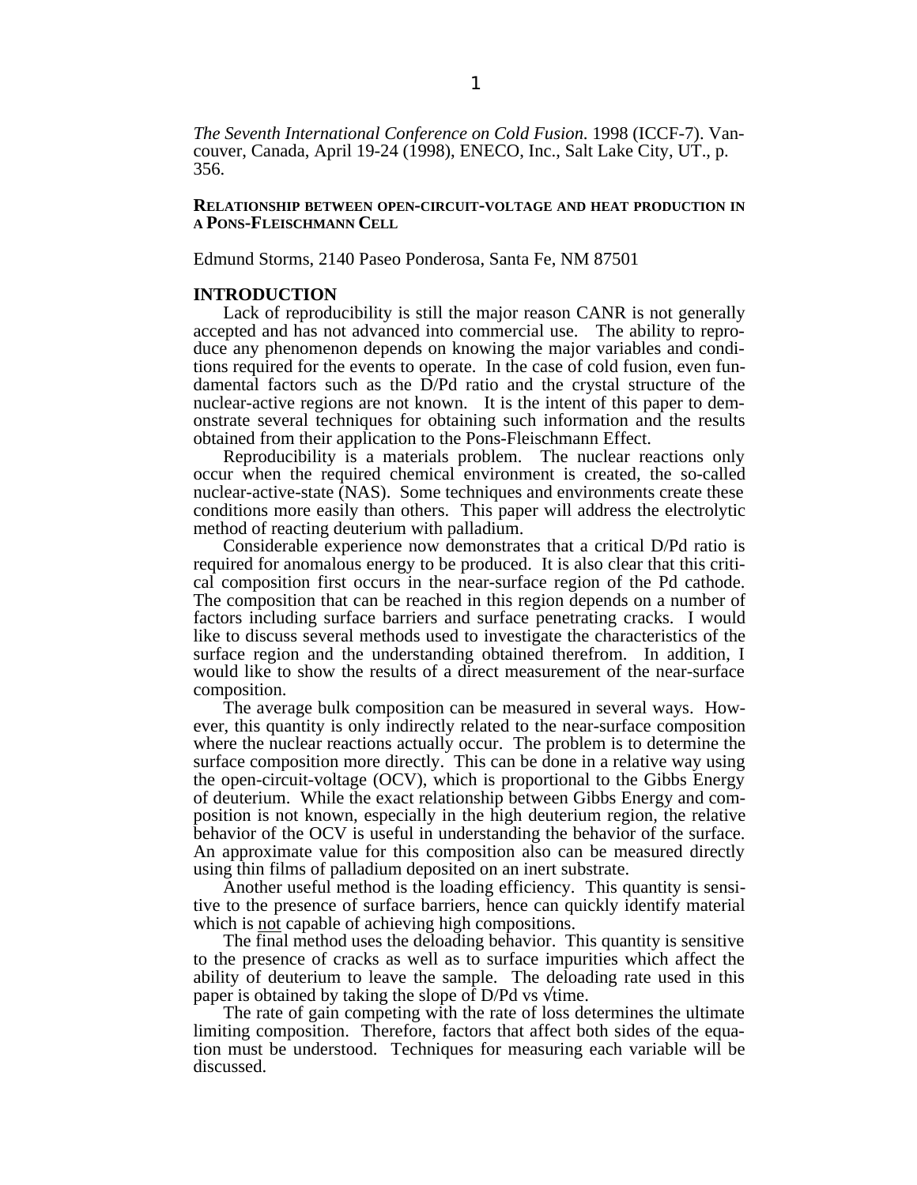*The Seventh International Conference on Cold Fusion.* 1998 (ICCF-7). Vancouver, Canada, April 19-24 (1998), ENECO, Inc., Salt Lake City, UT., p. 356.

# RELATIONSHIP BETWEEN OPEN-CIRCUIT-VOLTAGE AND HEAT PRODUCTION IN A PONS-FLEISCHMANN CELL

Edmund Storms, 2140 Paseo Ponderosa, Santa Fe, NM 87501

## INTRODUCTION

Lack of reproducibility is still the major reason CANR is not generally accepted and has not advanced into commercial use. The ability to reproduce any phenomenon depends on knowing the major variables and conditions required for the events to operate. In the case of cold fusion, even fundamental factors such as the D/Pd ratio and the crystal structure of the nuclear-active regions are not known. It is the intent of this paper to demonstrate several techniques for obtaining such information and the results obtained from their application to the Pons-Fleischmann Effect.

Reproducibility is a materials problem. The nuclear reactions only occur when the required chemical environment is created, the so-called nuclear-active-state (NAS). Some techniques and environments create these conditions more easily than others. This paper will address the electrolytic method of reacting deuterium with palladium.

Considerable experience now demonstrates that a critical D/Pd ratio is required for anomalous energy to be produced. It is also clear that this critical composition first occurs in the near-surface region of the Pd cathode. The composition that can be reached in this region depends on a number of factors including surface barriers and surface penetrating cracks. I would like to discuss several methods used to investigate the characteristics of the surface region and the understanding obtained therefrom. In addition, I would like to show the results of a direct measurement of the near-surface composition.

The average bulk composition can be measured in several ways. However, this quantity is only indirectly related to the near-surface composition where the nuclear reactions actually occur. The problem is to determine the surface composition more directly. This can be done in a relative way using the open-circuit-voltage (OCV), which is proportional to the Gibbs Energy of deuterium. While the exact relationship between Gibbs Energy and composition is not known, especially in the high deuterium region, the relative behavior of the OCV is useful in understanding the behavior of the surface. An approximate value for this composition also can be measured directly using thin films of palladium deposited on an inert substrate.

Another useful method is the loading efficiency. This quantity is sensitive to the presence of surface barriers, hence can quickly identify material which is <u>not</u> capable of achieving high compositions.

The final method uses the deloading behavior. This quantity is sensitive to the presence of cracks as well as to surface impurities which affect the ability of deuterium to leave the sample. The deloading rate used in this paper is obtained by taking the slope of D/Pd vs $\sqrt{\text{time}}$.

The rate of gain competing with the rate of loss determines the ultimate limiting composition. Therefore, factors that affect both sides of the equation must be understood. Techniques for measuring each variable will be discussed.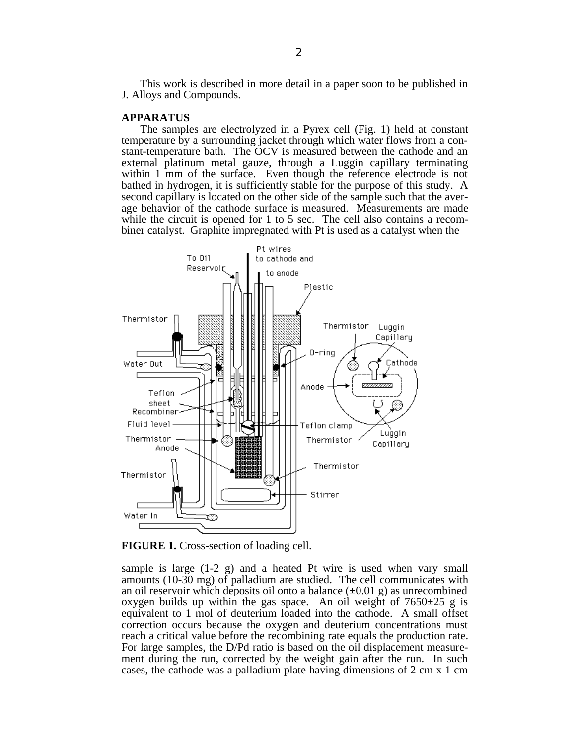This work is described in more detail in a paper soon to be published in J. Alloys and Compounds.

## APPARATUS

The samples are electrolyzed in a Pyrex cell (Fig. 1) held at constant temperature by a surrounding jacket through which water flows from a constant-temperature bath. The OCV is measured between the cathode and an external platinum metal gauze, through a Luggin capillary terminating within 1 mm of the surface. Even though the reference electrode is not bathed in hydrogen, it is sufficiently stable for the purpose of this study. A second capillary is located on the other side of the sample such that the average behavior of the cathode surface is measured. Measurements are made while the circuit is opened for 1 to 5 sec. The cell also contains a recombiner catalyst. Graphite impregnated with Pt is used as a catalyst when the

**FIGURE 1.** Cross-section of loading cell.

sample is large (1-2 g) and a heated Pt wire is used when vary small amounts (10-30 mg) of palladium are studied. The cell communicates with an oil reservoir which deposits oil onto a balance ($\pm$0.01 g) as unrecombined oxygen builds up within the gas space. An oil weight of 7650$\pm$25 g is equivalent to 1 mol of deuterium loaded into the cathode. A small offset correction occurs because the oxygen and deuterium concentrations must reach a critical value before the recombining rate equals the production rate. For large samples, the D/Pd ratio is based on the oil displacement measurement during the run, corrected by the weight gain after the run. In such cases, the cathode was a palladium plate having dimensions of 2 cm x 1 cm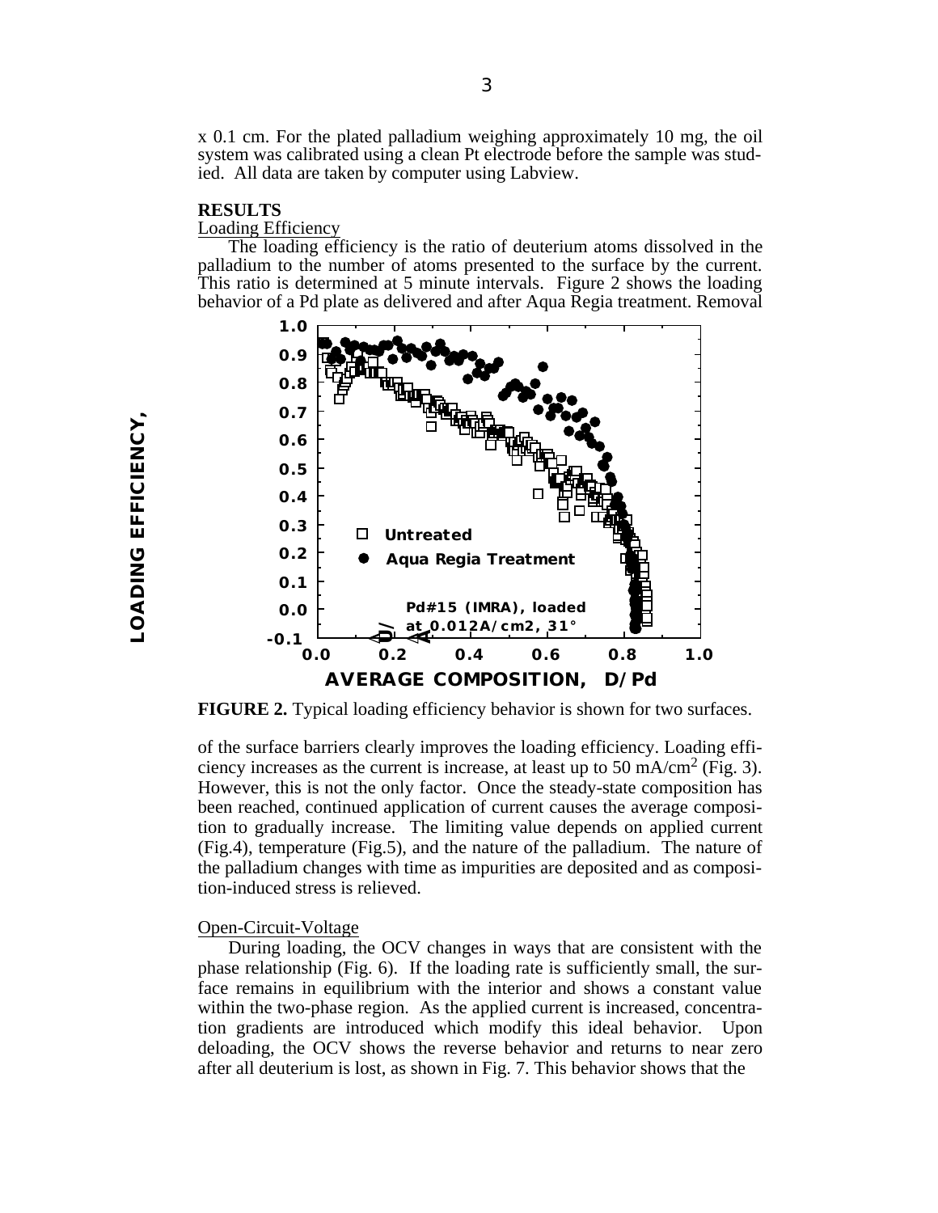x 0.1 cm. For the plated palladium weighing approximately 10 mg, the oil system was calibrated using a clean Pt electrode before the sample was studied. All data are taken by computer using Labview.

## RESULTS

Loading Efficiency

The loading efficiency is the ratio of deuterium atoms dissolved in the palladium to the number of atoms presented to the surface by the current. This ratio is determined at 5 minute intervals. Figure 2 shows the loading behavior of a Pd plate as delivered and after Aqua Regia treatment. Removal

**FIGURE 2.** Typical loading efficiency behavior is shown for two surfaces.

of the surface barriers clearly improves the loading efficiency. Loading efficiency increases as the current is increase, at least up to 50 mA/cm$^2$ (Fig. 3). However, this is not the only factor. Once the steady-state composition has been reached, continued application of current causes the average composition to gradually increase. The limiting value depends on applied current (Fig.4), temperature (Fig.5), and the nature of the palladium. The nature of the palladium changes with time as impurities are deposited and as composition-induced stress is relieved.

Open-Circuit-Voltage

During loading, the OCV changes in ways that are consistent with the phase relationship (Fig. 6). If the loading rate is sufficiently small, the surface remains in equilibrium with the interior and shows a constant value within the two-phase region. As the applied current is increased, concentration gradients are introduced which modify this ideal behavior. Upon deloading, the OCV shows the reverse behavior and returns to near zero after all deuterium is lost, as shown in Fig. 7. This behavior shows that the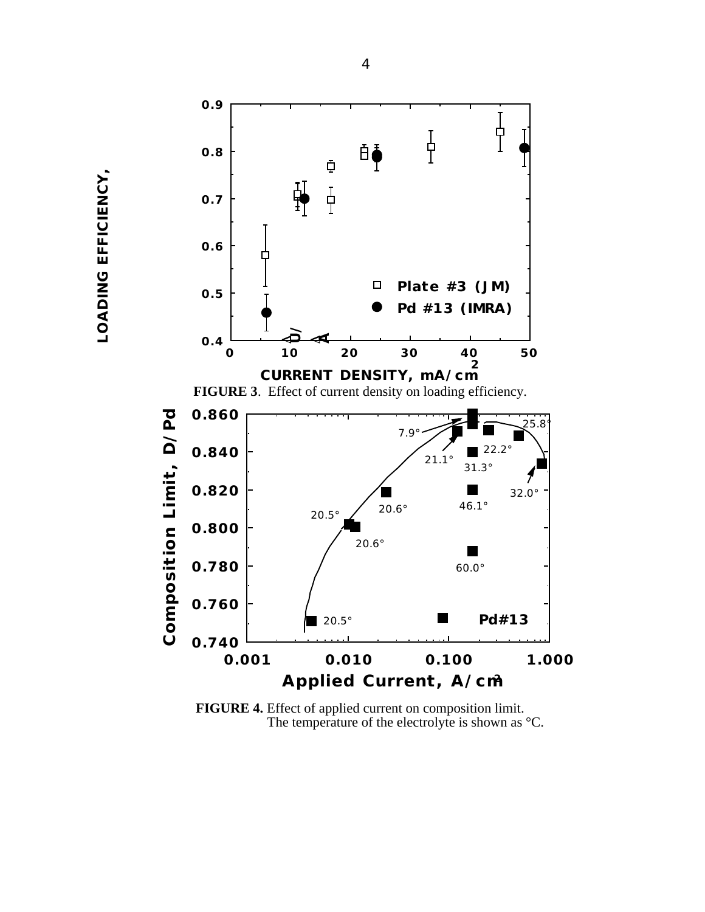FIGURE 3. Effect of current density on loading efficiency.

FIGURE 4. Effect of applied current on composition limit. The temperature of the electrolyte is shown as °C.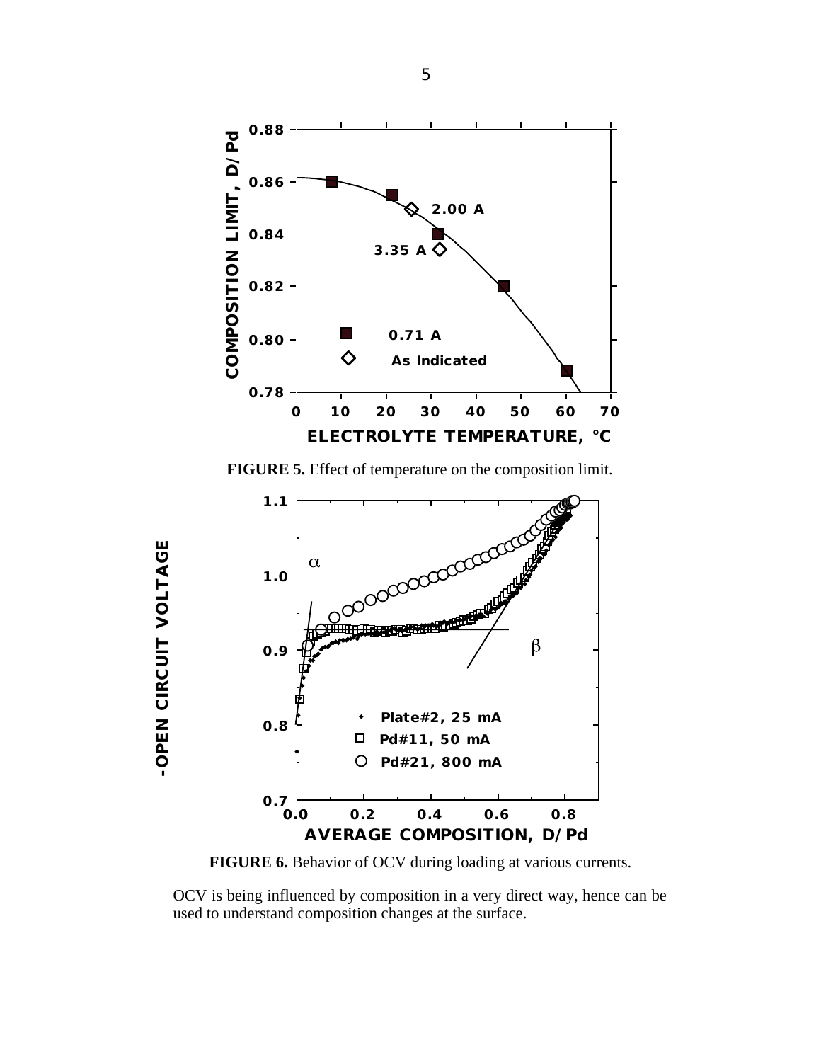**FIGURE 5.** Effect of temperature on the composition limit.

**FIGURE 6.** Behavior of OCV during loading at various currents.

OCV is being influenced by composition in a very direct way, hence can be used to understand composition changes at the surface.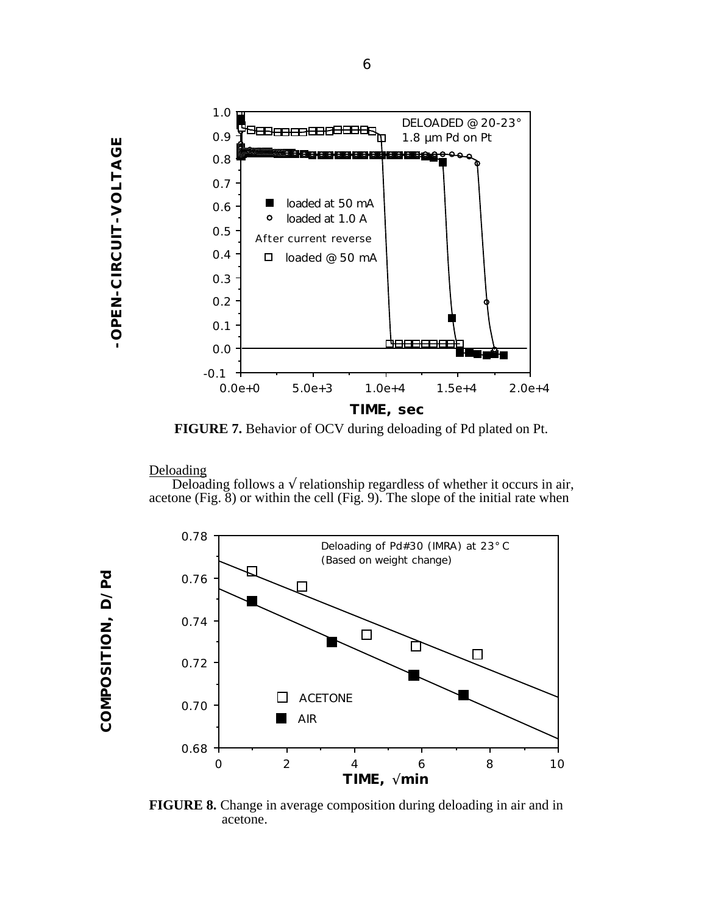**FIGURE 7.** Behavior of OCV during deloading of Pd plated on Pt.

Deloading

Deloading follows a √ relationship regardless of whether it occurs in air, acetone (Fig. 8) or within the cell (Fig. 9). The slope of the initial rate when

**FIGURE 8.** Change in average composition during deloading in air and in acetone.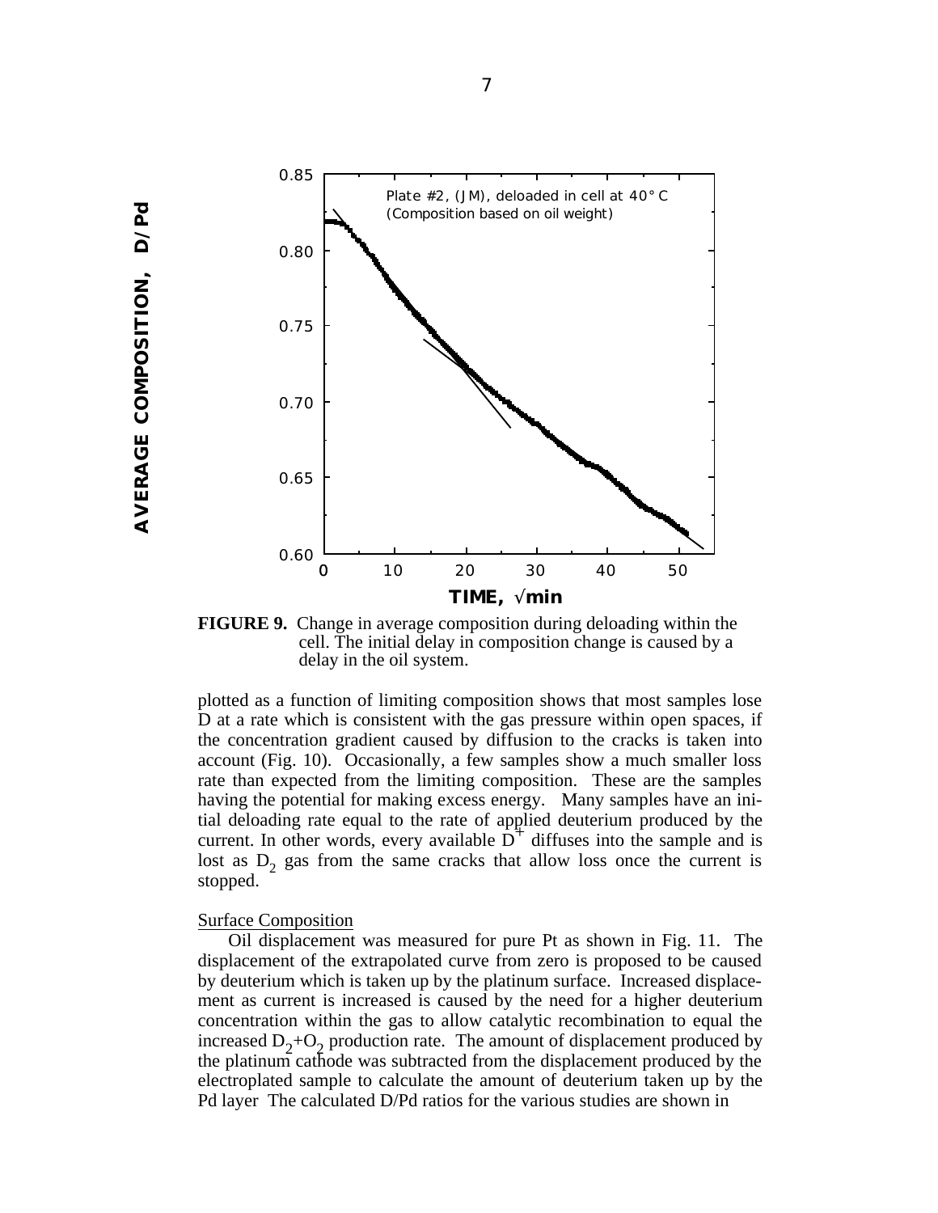FIGURE 9. Change in average composition during deloading within the cell. The initial delay in composition change is caused by a delay in the oil system.

plotted as a function of limiting composition shows that most samples lose D at a rate which is consistent with the gas pressure within open spaces, if the concentration gradient caused by diffusion to the cracks is taken into account (Fig. 10). Occasionally, a few samples show a much smaller loss rate than expected from the limiting composition. These are the samples having the potential for making excess energy. Many samples have an initial deloading rate equal to the rate of applied deuterium produced by the current. In other words, every available $D^+$ diffuses into the sample and is lost as $D_2$ gas from the same cracks that allow loss once the current is stopped.

## Surface Composition

Oil displacement was measured for pure Pt as shown in Fig. 11. The displacement of the extrapolated curve from zero is proposed to be caused by deuterium which is taken up by the platinum surface. Increased displacement as current is increased is caused by the need for a higher deuterium concentration within the gas to allow catalytic recombination to equal the increased $D_2$+$O_2$ production rate. The amount of displacement produced by the platinum cathode was subtracted from the displacement produced by the electroplated sample to calculate the amount of deuterium taken up by the Pd layer The calculated D/Pd ratios for the various studies are shown in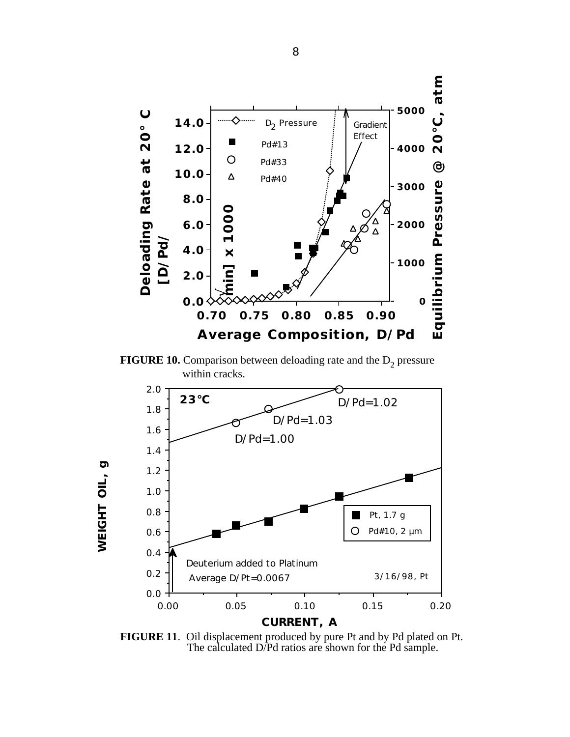**FIGURE 10.** Comparison between deloading rate and the $D_2$ pressure within cracks.

**FIGURE 11**. Oil displacement produced by pure Pt and by Pd plated on Pt. The calculated D/Pd ratios are shown for the Pd sample.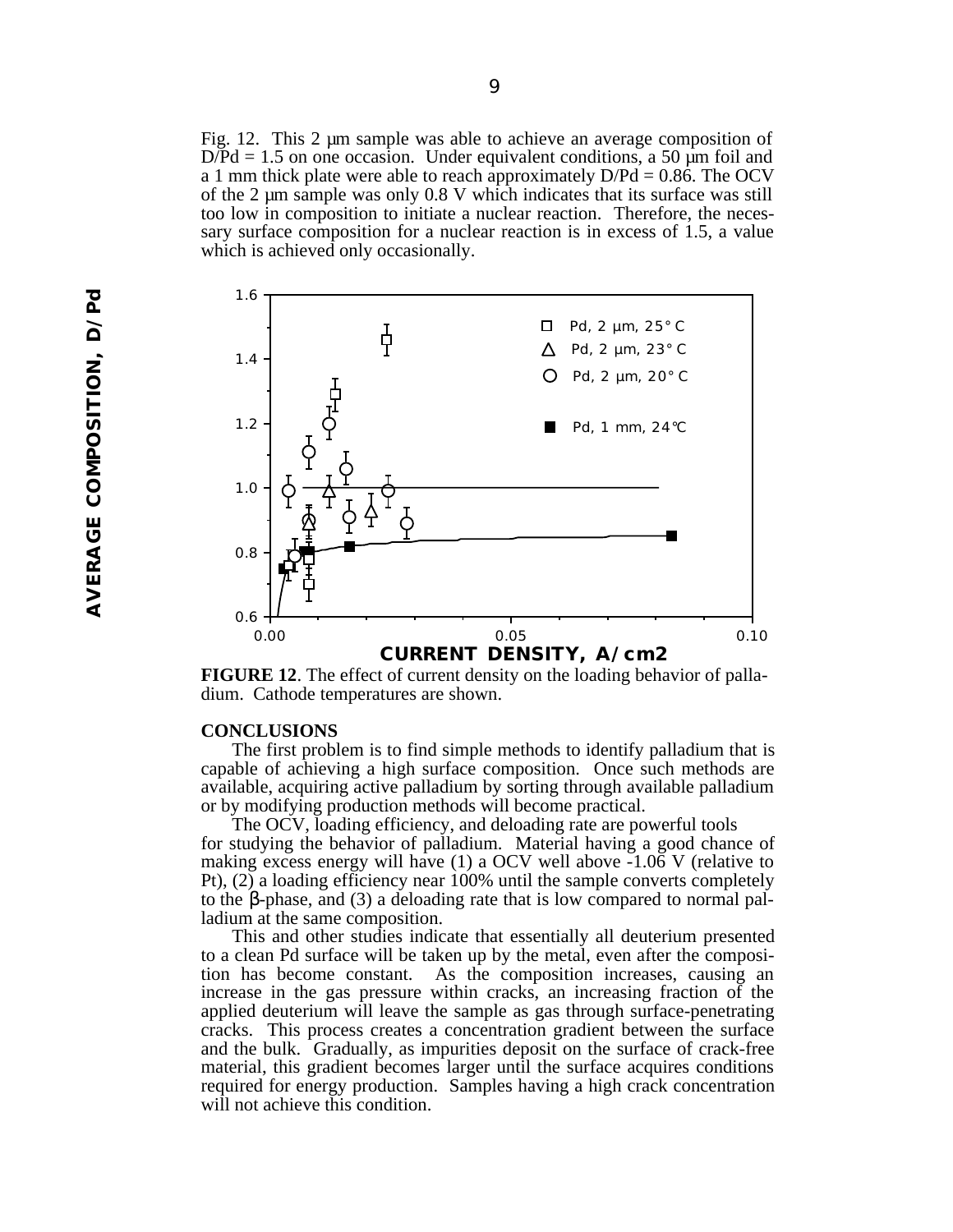Fig. 12. This 2 μm sample was able to achieve an average composition of D/Pd = 1.5 on one occasion. Under equivalent conditions, a 50 μm foil and a 1 mm thick plate were able to reach approximately D/Pd = 0.86. The OCV of the 2 μm sample was only 0.8 V which indicates that its surface was still too low in composition to initiate a nuclear reaction. Therefore, the necessary surface composition for a nuclear reaction is in excess of 1.5, a value which is achieved only occasionally.

**FIGURE 12**. The effect of current density on the loading behavior of palladium. Cathode temperatures are shown.

## CONCLUSIONS

The first problem is to find simple methods to identify palladium that is capable of achieving a high surface composition. Once such methods are available, acquiring active palladium by sorting through available palladium or by modifying production methods will become practical.

The OCV, loading efficiency, and deloading rate are powerful tools for studying the behavior of palladium. Material having a good chance of making excess energy will have (1) a OCV well above -1.06 V (relative to Pt), (2) a loading efficiency near 100% until the sample converts completely to the β-phase, and (3) a deloading rate that is low compared to normal palladium at the same composition.

This and other studies indicate that essentially all deuterium presented to a clean Pd surface will be taken up by the metal, even after the composition has become constant. As the composition increases, causing an increase in the gas pressure within cracks, an increasing fraction of the applied deuterium will leave the sample as gas through surface-penetrating cracks. This process creates a concentration gradient between the surface and the bulk. Gradually, as impurities deposit on the surface of crack-free material, this gradient becomes larger until the surface acquires conditions required for energy production. Samples having a high crack concentration will not achieve this condition.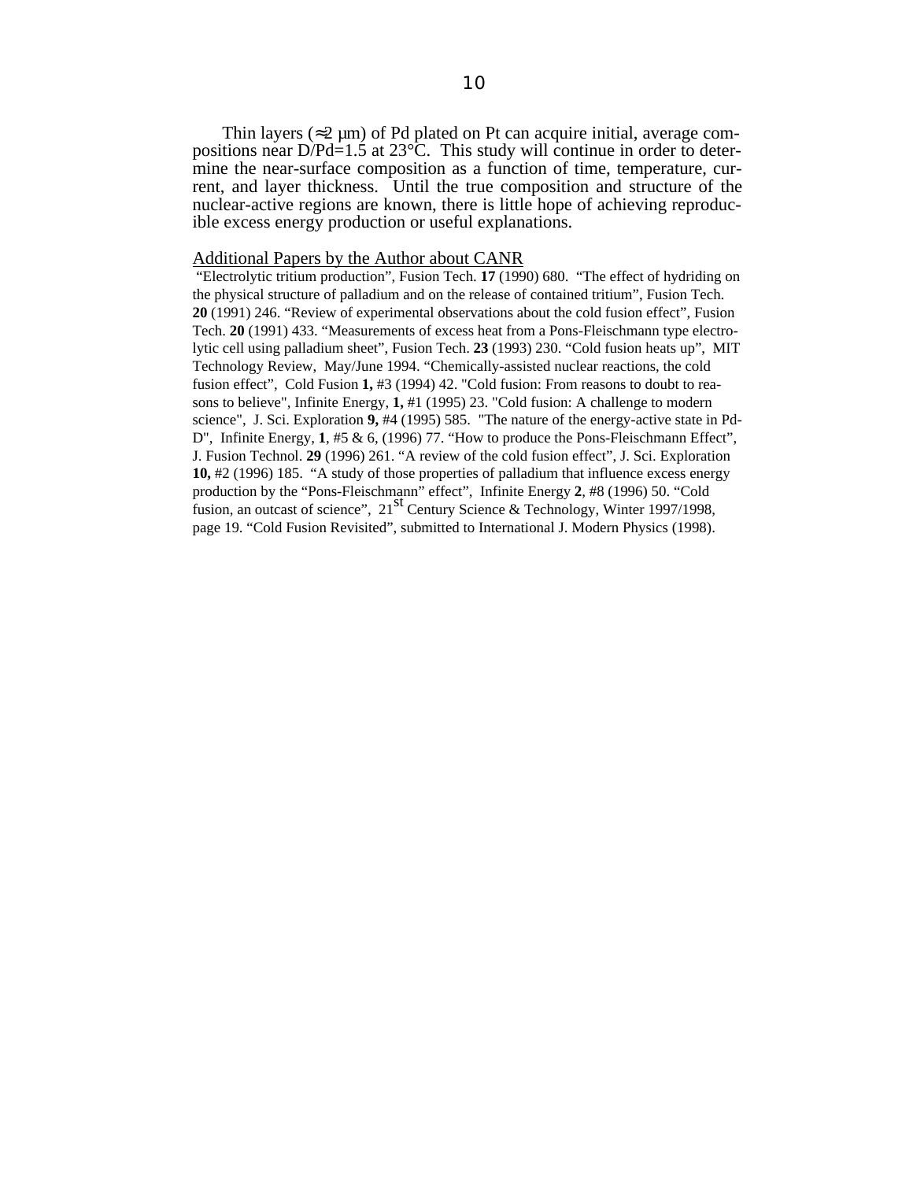Thin layers (≈2 µm) of Pd plated on Pt can acquire initial, average compositions near D/Pd=1.5 at 23°C. This study will continue in order to determine the near-surface composition as a function of time, temperature, current, and layer thickness. Until the true composition and structure of the nuclear-active regions are known, there is little hope of achieving reproducible excess energy production or useful explanations.

## Additional Papers by the Author about CANR

"Electrolytic tritium production", Fusion Tech. **17** (1990) 680. "The effect of hydriding on the physical structure of palladium and on the release of contained tritium", Fusion Tech. **20** (1991) 246. "Review of experimental observations about the cold fusion effect", Fusion Tech. **20** (1991) 433. "Measurements of excess heat from a Pons-Fleischmann type electrolytic cell using palladium sheet", Fusion Tech. **23** (1993) 230. "Cold fusion heats up", MIT Technology Review, May/June 1994. "Chemically-assisted nuclear reactions, the cold fusion effect", Cold Fusion **1,** #3 (1994) 42. "Cold fusion: From reasons to doubt to reasons to believe", Infinite Energy, **1,** #1 (1995) 23. "Cold fusion: A challenge to modern science", J. Sci. Exploration **9,** #4 (1995) 585. "The nature of the energy-active state in Pd-D", Infinite Energy, **1**, #5 & 6, (1996) 77. "How to produce the Pons-Fleischmann Effect", J. Fusion Technol. **29** (1996) 261. "A review of the cold fusion effect", J. Sci. Exploration **10,** #2 (1996) 185. "A study of those properties of palladium that influence excess energy production by the "Pons-Fleischmann" effect", Infinite Energy **2**, #8 (1996) 50. "Cold fusion, an outcast of science", 21st Century Science & Technology, Winter 1997/1998, page 19. "Cold Fusion Revisited", submitted to International J. Modern Physics (1998).